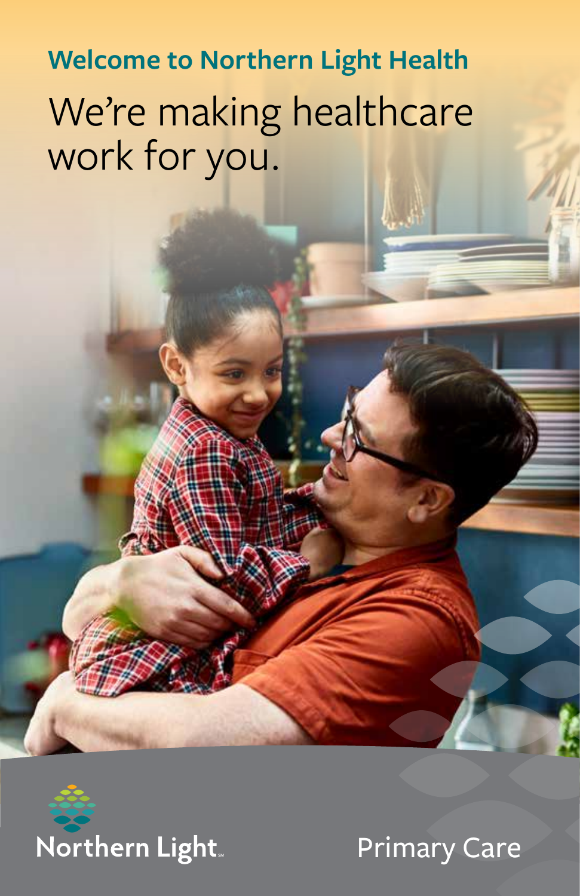## Welcome to Northern Light Health

# We're making healthcare work for you.

Northern Light

Primary Care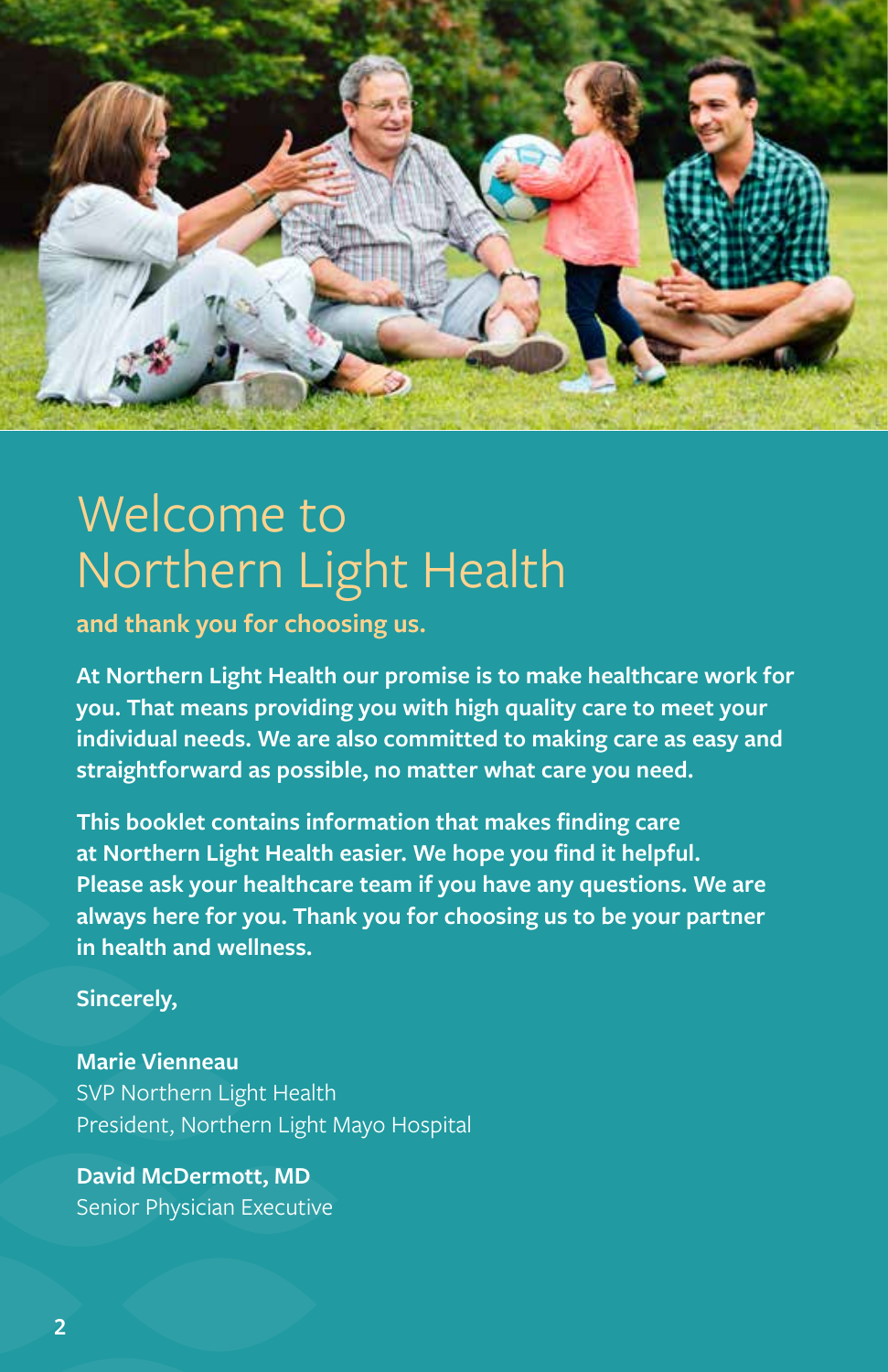# Welcome to Northern Light Health

**and thank you for choosing us.**

**At Northern Light Health our promise is to make healthcare work for you. That means providing you with high quality care to meet your individual needs. We are also committed to making care as easy and straightforward as possible, no matter what care you need.**

**This booklet contains information that makes finding care at Northern Light Health easier. We hope you find it helpful. Please ask your healthcare team if you have any questions. We are always here for you. Thank you for choosing us to be your partner in health and wellness.**

**Sincerely,**

**Marie Vienneau**
SVP Northern Light Health
President, Northern Light Mayo Hospital

**David McDermott, MD**
Senior Physician Executive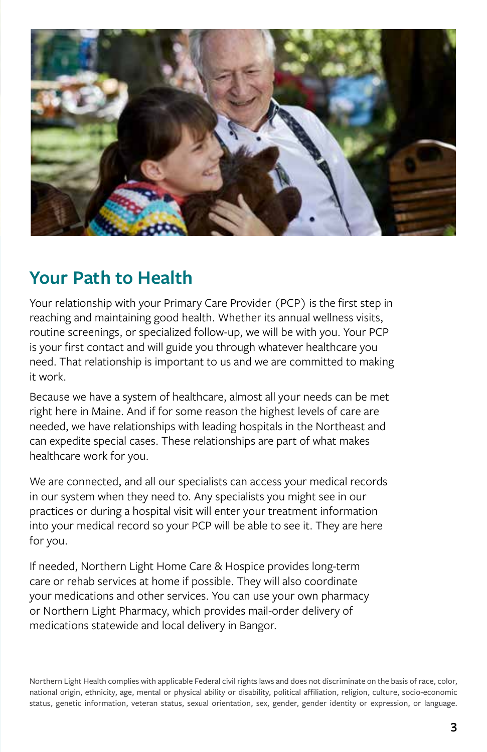## Your Path to Health

Your relationship with your Primary Care Provider (PCP) is the first step in reaching and maintaining good health. Whether its annual wellness visits, routine screenings, or specialized follow-up, we will be with you. Your PCP is your first contact and will guide you through whatever healthcare you need. That relationship is important to us and we are committed to making it work.

Because we have a system of healthcare, almost all your needs can be met right here in Maine. And if for some reason the highest levels of care are needed, we have relationships with leading hospitals in the Northeast and can expedite special cases. These relationships are part of what makes healthcare work for you.

We are connected, and all our specialists can access your medical records in our system when they need to. Any specialists you might see in our practices or during a hospital visit will enter your treatment information into your medical record so your PCP will be able to see it. They are here for you.

If needed, Northern Light Home Care & Hospice provides long-term care or rehab services at home if possible. They will also coordinate your medications and other services. You can use your own pharmacy or Northern Light Pharmacy, which provides mail-order delivery of medications statewide and local delivery in Bangor.

Northern Light Health complies with applicable Federal civil rights laws and does not discriminate on the basis of race, color, national origin, ethnicity, age, mental or physical ability or disability, political affiliation, religion, culture, socio-economic status, genetic information, veteran status, sexual orientation, sex, gender, gender identity or expression, or language.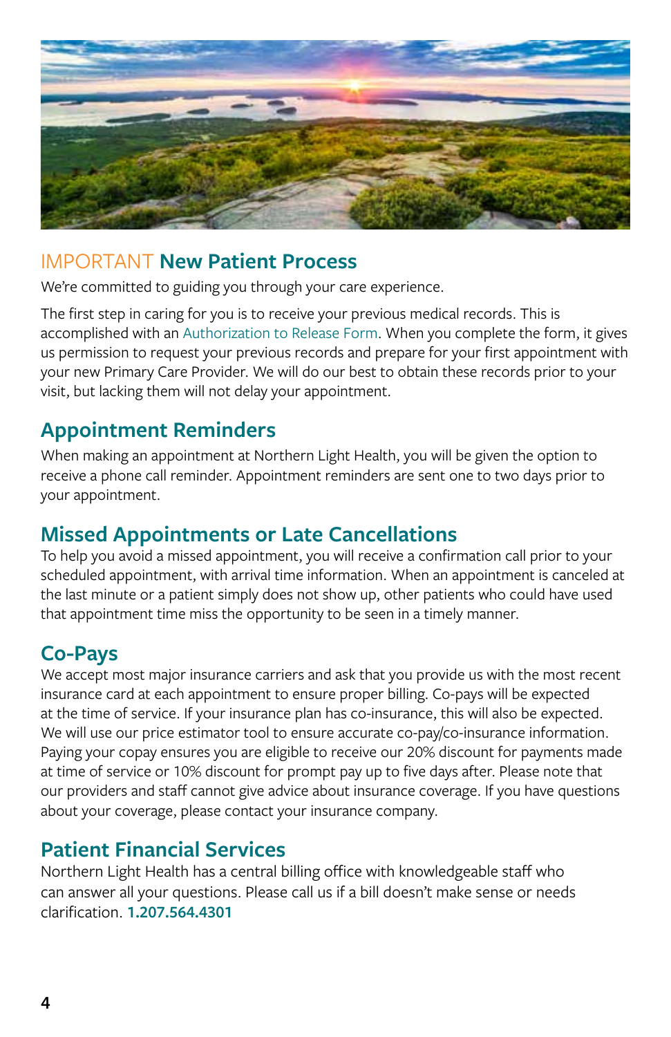## IMPORTANT New Patient Process

We're committed to guiding you through your care experience.

The first step in caring for you is to receive your previous medical records. This is accomplished with an Authorization to Release Form. When you complete the form, it gives us permission to request your previous records and prepare for your first appointment with your new Primary Care Provider. We will do our best to obtain these records prior to your visit, but lacking them will not delay your appointment.

## Appointment Reminders

When making an appointment at Northern Light Health, you will be given the option to receive a phone call reminder. Appointment reminders are sent one to two days prior to your appointment.

## Missed Appointments or Late Cancellations

To help you avoid a missed appointment, you will receive a confirmation call prior to your scheduled appointment, with arrival time information. When an appointment is canceled at the last minute or a patient simply does not show up, other patients who could have used that appointment time miss the opportunity to be seen in a timely manner.

## Co-Pays

We accept most major insurance carriers and ask that you provide us with the most recent insurance card at each appointment to ensure proper billing. Co-pays will be expected at the time of service. If your insurance plan has co-insurance, this will also be expected. We will use our price estimator tool to ensure accurate co-pay/co-insurance information. Paying your copay ensures you are eligible to receive our 20% discount for payments made at time of service or 10% discount for prompt pay up to five days after. Please note that our providers and staff cannot give advice about insurance coverage. If you have questions about your coverage, please contact your insurance company.

## Patient Financial Services

Northern Light Health has a central billing office with knowledgeable staff who can answer all your questions. Please call us if a bill doesn't make sense or needs clarification. **1.207.564.4301**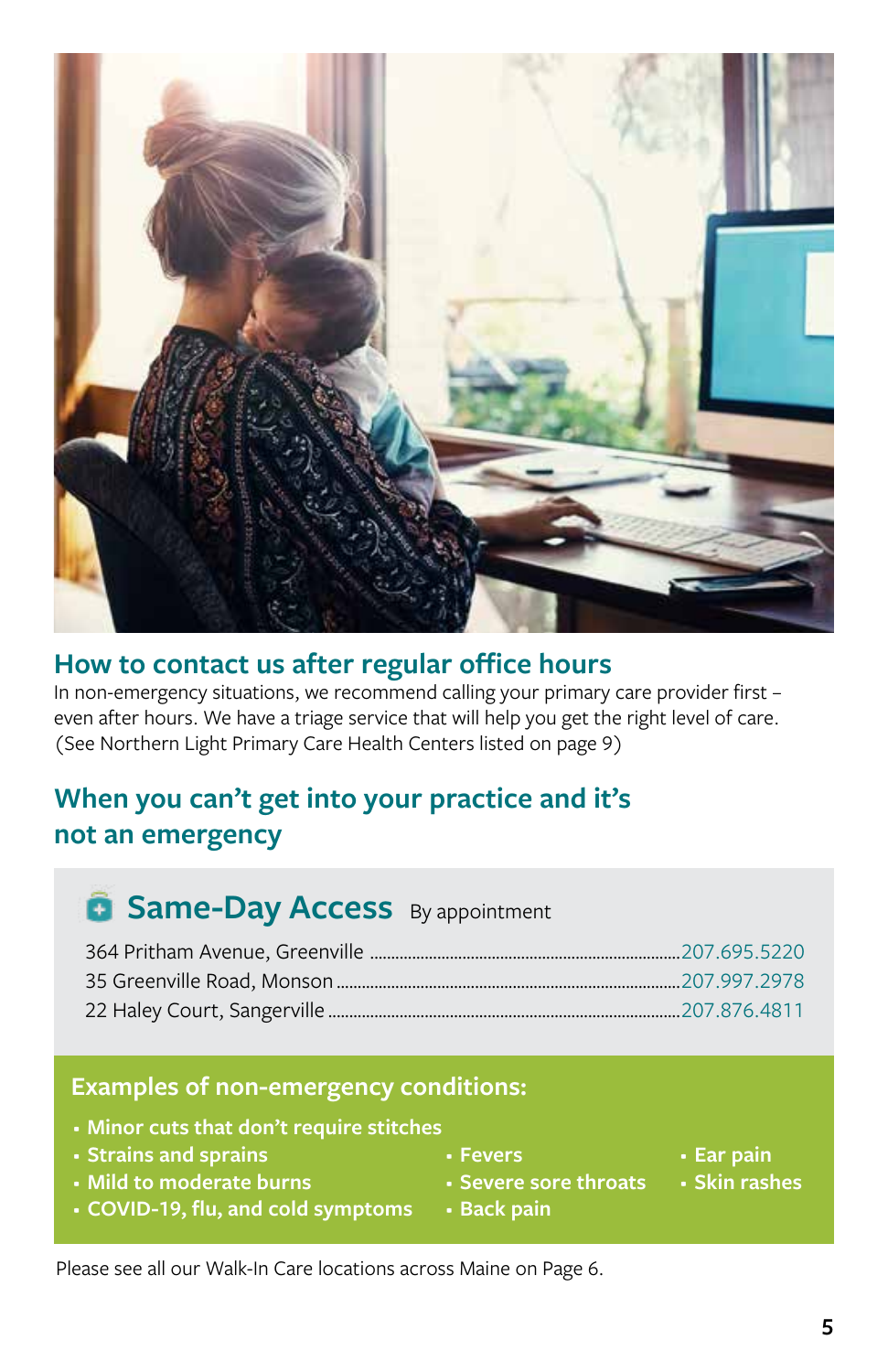## How to contact us after regular office hours

In non-emergency situations, we recommend calling your primary care provider first – even after hours. We have a triage service that will help you get the right level of care. (See Northern Light Primary Care Health Centers listed on page 9)

## When you can't get into your practice and it's not an emergency

### Same-Day Access By appointment

364 Pritham Avenue, Greenville ........ 207.695.5220
35 Greenville Road, Monson ........ 207.997.2978
22 Haley Court, Sangerville ........ 207.876.4811

**Examples of non-emergency conditions:**

- Minor cuts that don't require stitches
- Strains and sprains
- Mild to moderate burns
- COVID-19, flu, and cold symptoms
- Fevers
- Severe sore throats
- Back pain
- Ear pain
- Skin rashes

Please see all our Walk-In Care locations across Maine on Page 6.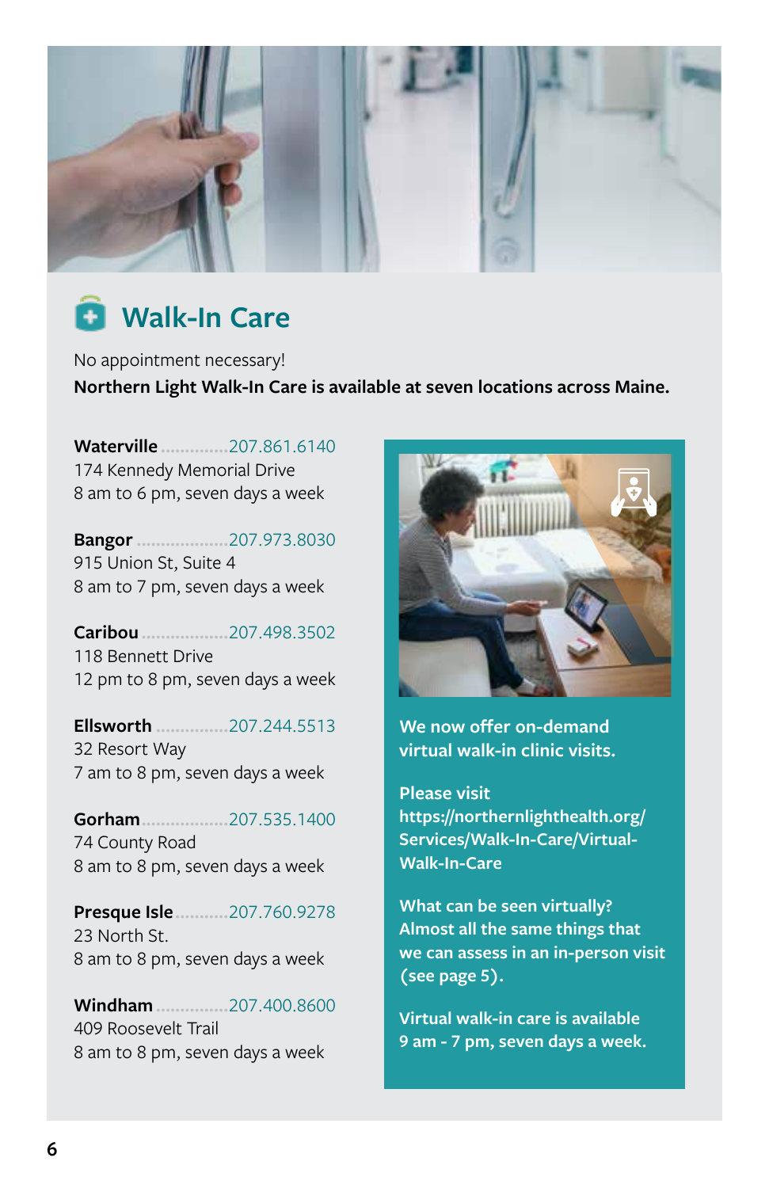## Walk-In Care

No appointment necessary!

**Northern Light Walk-In Care is available at seven locations across Maine.**

**Waterville** .............. 207.861.6140
174 Kennedy Memorial Drive
8 am to 6 pm, seven days a week

**Bangor** .................... 207.973.8030
915 Union St, Suite 4
8 am to 7 pm, seven days a week

**Caribou** .................. 207.498.3502
118 Bennett Drive
12 pm to 8 pm, seven days a week

**Ellsworth** ................ 207.244.5513
32 Resort Way
7 am to 8 pm, seven days a week

**Gorham** .................. 207.535.1400
74 County Road
8 am to 8 pm, seven days a week

**Presque Isle** ........... 207.760.9278
23 North St.
8 am to 8 pm, seven days a week

**Windham** ................ 207.400.8600
409 Roosevelt Trail
8 am to 8 pm, seven days a week

**We now offer on-demand virtual walk-in clinic visits.**

**Please visit https://northernlighthealth.org/Services/Walk-In-Care/Virtual-Walk-In-Care**

**What can be seen virtually? Almost all the same things that we can assess in an in-person visit (see page 5).**

**Virtual walk-in care is available 9 am - 7 pm, seven days a week.**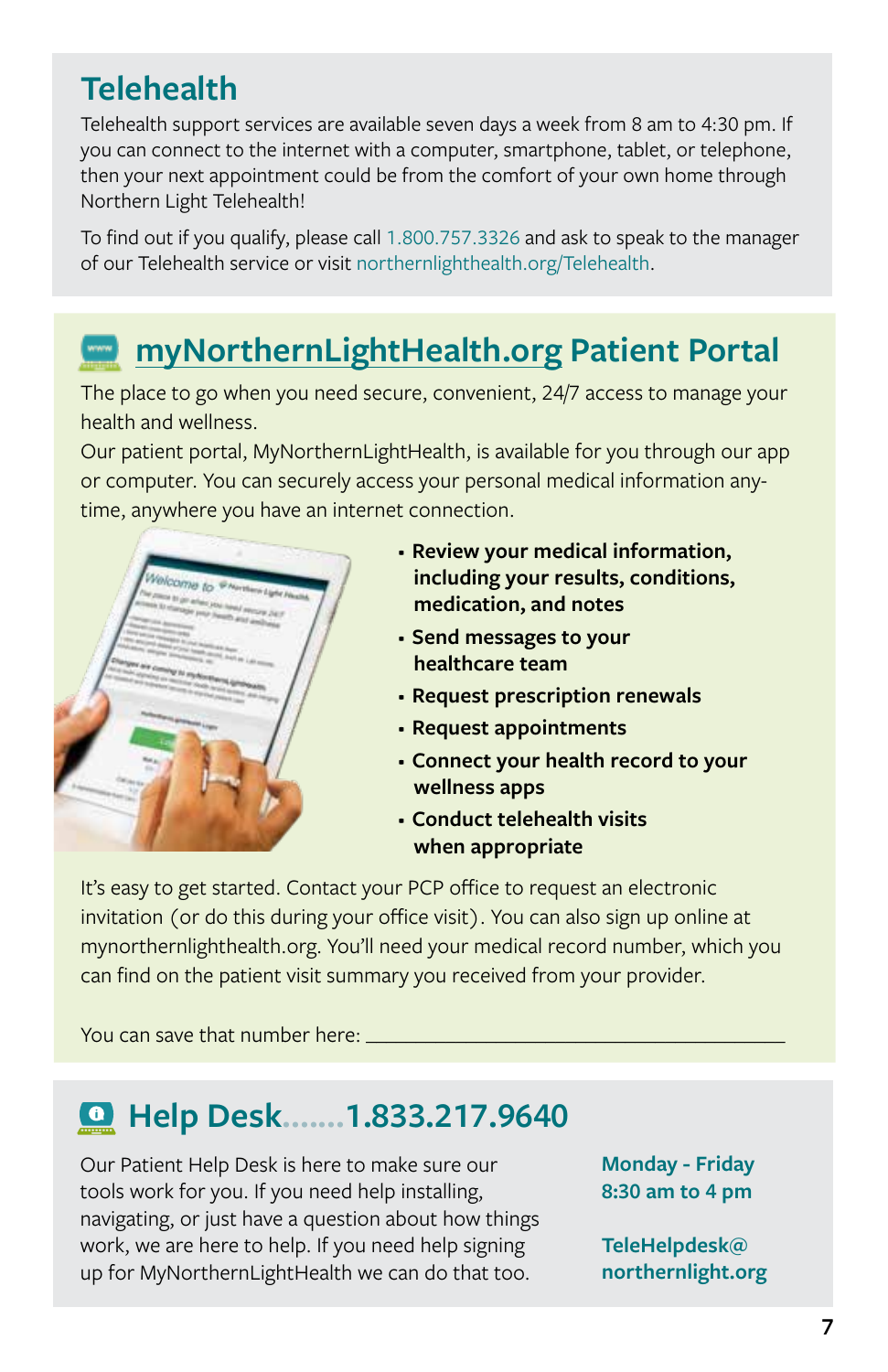## Telehealth

Telehealth support services are available seven days a week from 8 am to 4:30 pm. If you can connect to the internet with a computer, smartphone, tablet, or telephone, then your next appointment could be from the comfort of your own home through Northern Light Telehealth!

To find out if you qualify, please call 1.800.757.3326 and ask to speak to the manager of our Telehealth service or visit northernlighthealth.org/Telehealth.

## myNorthernLightHealth.org Patient Portal

The place to go when you need secure, convenient, 24/7 access to manage your health and wellness.

Our patient portal, MyNorthernLightHealth, is available for you through our app or computer. You can securely access your personal medical information anytime, anywhere you have an internet connection.

- **Review your medical information, including your results, conditions, medication, and notes**
- **Send messages to your healthcare team**
- **Request prescription renewals**
- **Request appointments**
- **Connect your health record to your wellness apps**
- **Conduct telehealth visits when appropriate**

It's easy to get started. Contact your PCP office to request an electronic invitation (or do this during your office visit). You can also sign up online at mynorthernlighthealth.org. You'll need your medical record number, which you can find on the patient visit summary you received from your provider.

You can save that number here: ______________________________________

## Help Desk.......1.833.217.9640

Our Patient Help Desk is here to make sure our tools work for you. If you need help installing, navigating, or just have a question about how things work, we are here to help. If you need help signing up for MyNorthernLightHealth we can do that too.

**Monday - Friday**
**8:30 am to 4 pm**

**TeleHelpdesk@northernlight.org**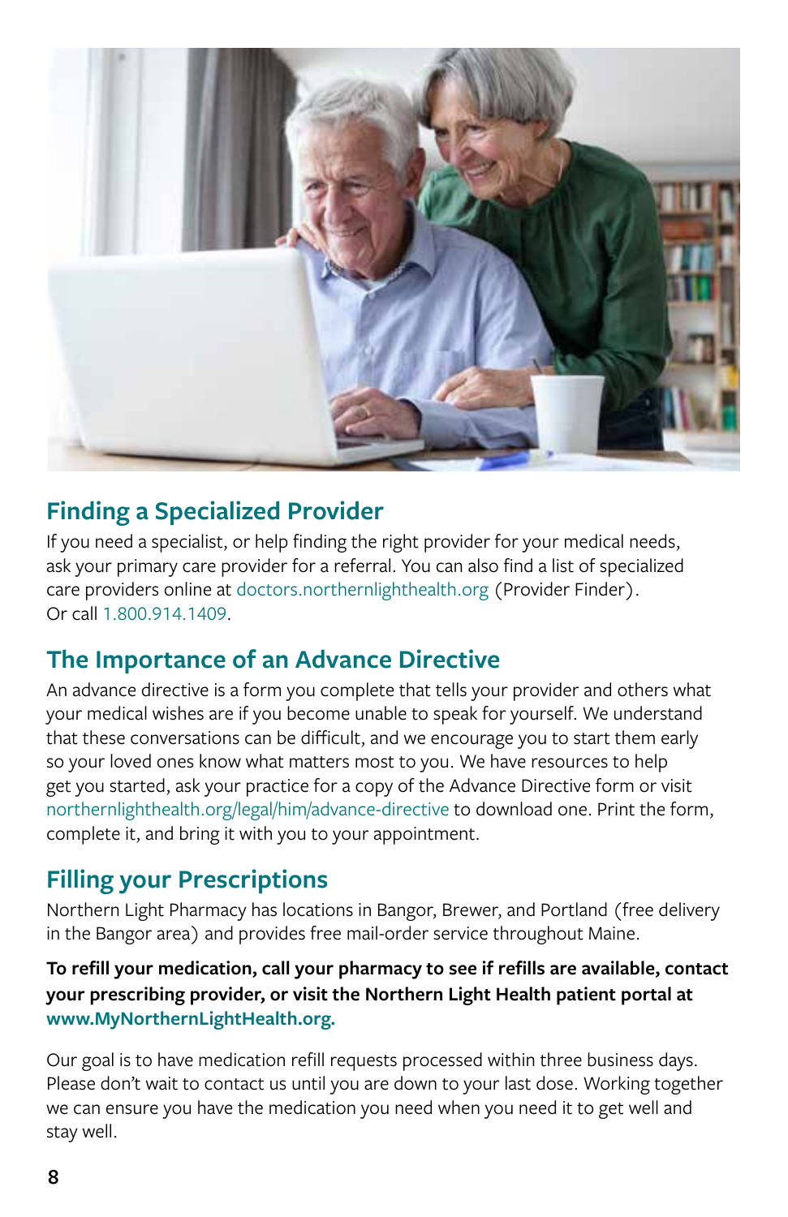## Finding a Specialized Provider

If you need a specialist, or help finding the right provider for your medical needs, ask your primary care provider for a referral. You can also find a list of specialized care providers online at doctors.northernlighthealth.org (Provider Finder). Or call 1.800.914.1409.

## The Importance of an Advance Directive

An advance directive is a form you complete that tells your provider and others what your medical wishes are if you become unable to speak for yourself. We understand that these conversations can be difficult, and we encourage you to start them early so your loved ones know what matters most to you. We have resources to help get you started, ask your practice for a copy of the Advance Directive form or visit northernlighthealth.org/legal/him/advance-directive to download one. Print the form, complete it, and bring it with you to your appointment.

## Filling your Prescriptions

Northern Light Pharmacy has locations in Bangor, Brewer, and Portland (free delivery in the Bangor area) and provides free mail-order service throughout Maine.

**To refill your medication, call your pharmacy to see if refills are available, contact your prescribing provider, or visit the Northern Light Health patient portal at www.MyNorthernLightHealth.org.**

Our goal is to have medication refill requests processed within three business days. Please don't wait to contact us until you are down to your last dose. Working together we can ensure you have the medication you need when you need it to get well and stay well.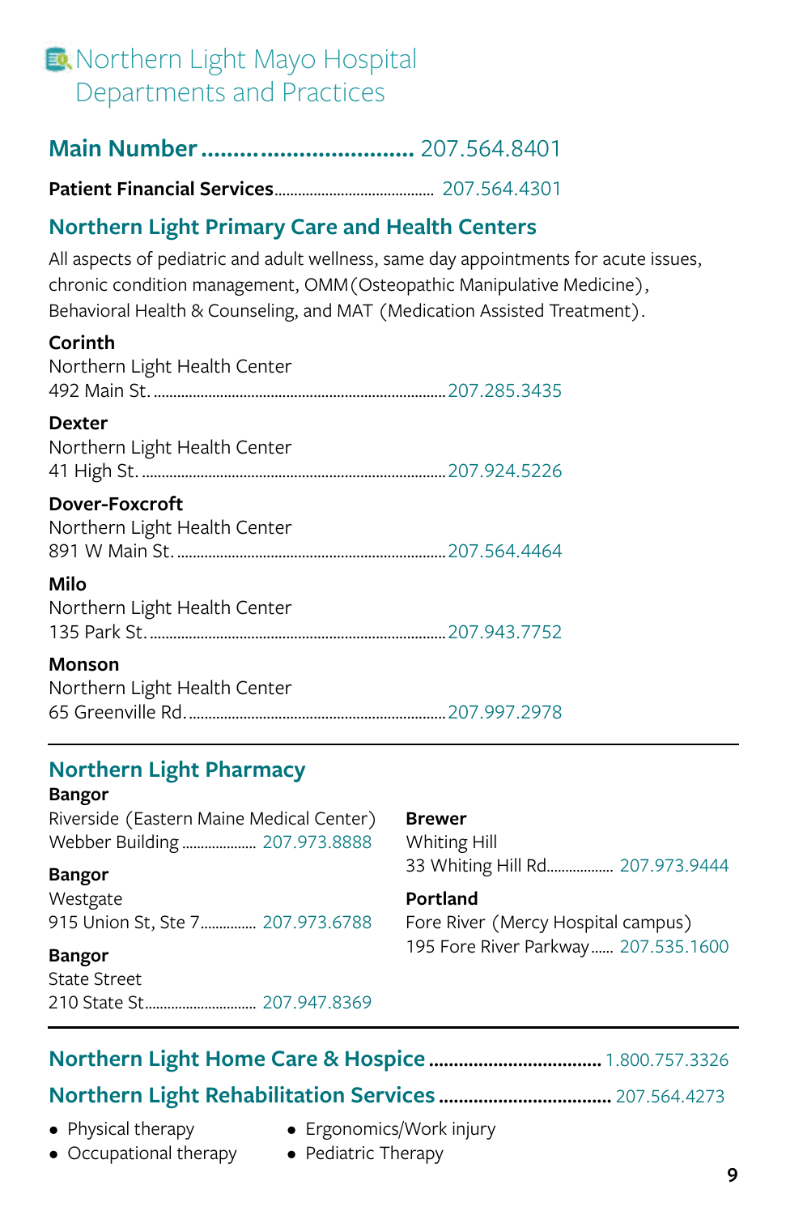# Northern Light Mayo Hospital Departments and Practices

## Main Number ............................... 207.564.8401

**Patient Financial Services**........................................ 207.564.4301

## Northern Light Primary Care and Health Centers

All aspects of pediatric and adult wellness, same day appointments for acute issues, chronic condition management, OMM (Osteopathic Manipulative Medicine), Behavioral Health & Counseling, and MAT (Medication Assisted Treatment).

**Corinth**
Northern Light Health Center
492 Main St. ........................................................................ 207.285.3435

**Dexter**
Northern Light Health Center
41 High St. .......................................................................... 207.924.5226

**Dover-Foxcroft**
Northern Light Health Center
891 W Main St. .................................................................. 207.564.4464

**Milo**
Northern Light Health Center
135 Park St. ........................................................................ 207.943.7752

**Monson**
Northern Light Health Center
65 Greenville Rd. ............................................................... 207.997.2978

---

## Northern Light Pharmacy

**Bangor**
Riverside (Eastern Maine Medical Center)
Webber Building .................... 207.973.8888

**Bangor**
Westgate
915 Union St, Ste 7............... 207.973.6788

**Bangor**
State Street
210 State St............................. 207.947.8369

**Brewer**
Whiting Hill
33 Whiting Hill Rd.................. 207.973.9444

**Portland**
Fore River (Mercy Hospital campus)
195 Fore River Parkway...... 207.535.1600

---

## Northern Light Home Care & Hospice .................................. 1.800.757.3326

## Northern Light Rehabilitation Services .................................. 207.564.4273

- Physical therapy
- Occupational therapy
- Ergonomics/Work injury
- Pediatric Therapy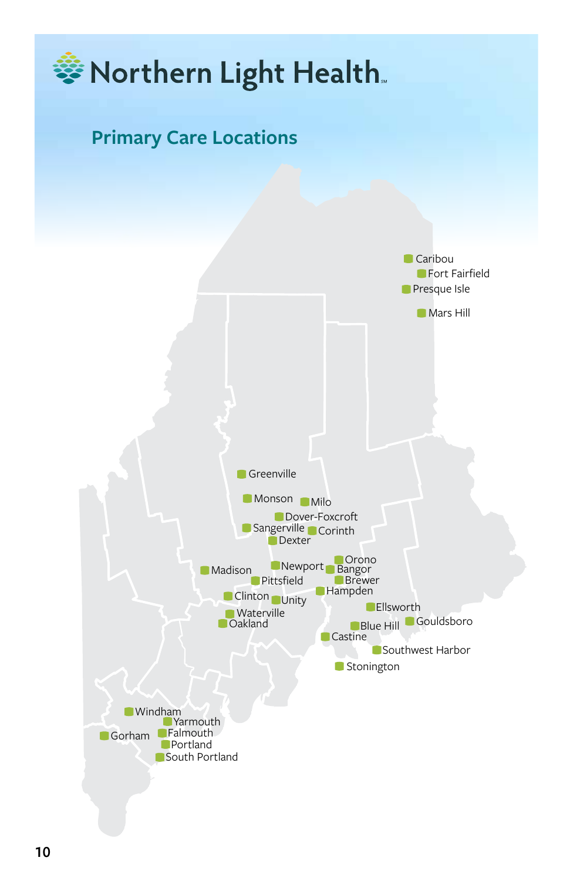# Northern Light Health

## Primary Care Locations

- Caribou
- Fort Fairfield
- Presque Isle
- Mars Hill
- Greenville
- Monson
- Milo
- Dover-Foxcroft
- Sangerville
- Corinth
- Dexter
- Orono
- Madison
- Newport
- Bangor
- Pittsfield
- Brewer
- Hampden
- Clinton
- Unity
- Ellsworth
- Waterville
- Oakland
- Blue Hill
- Gouldsboro
- Castine
- Southwest Harbor
- Stonington
- Windham
- Yarmouth
- Gorham
- Falmouth
- Portland
- South Portland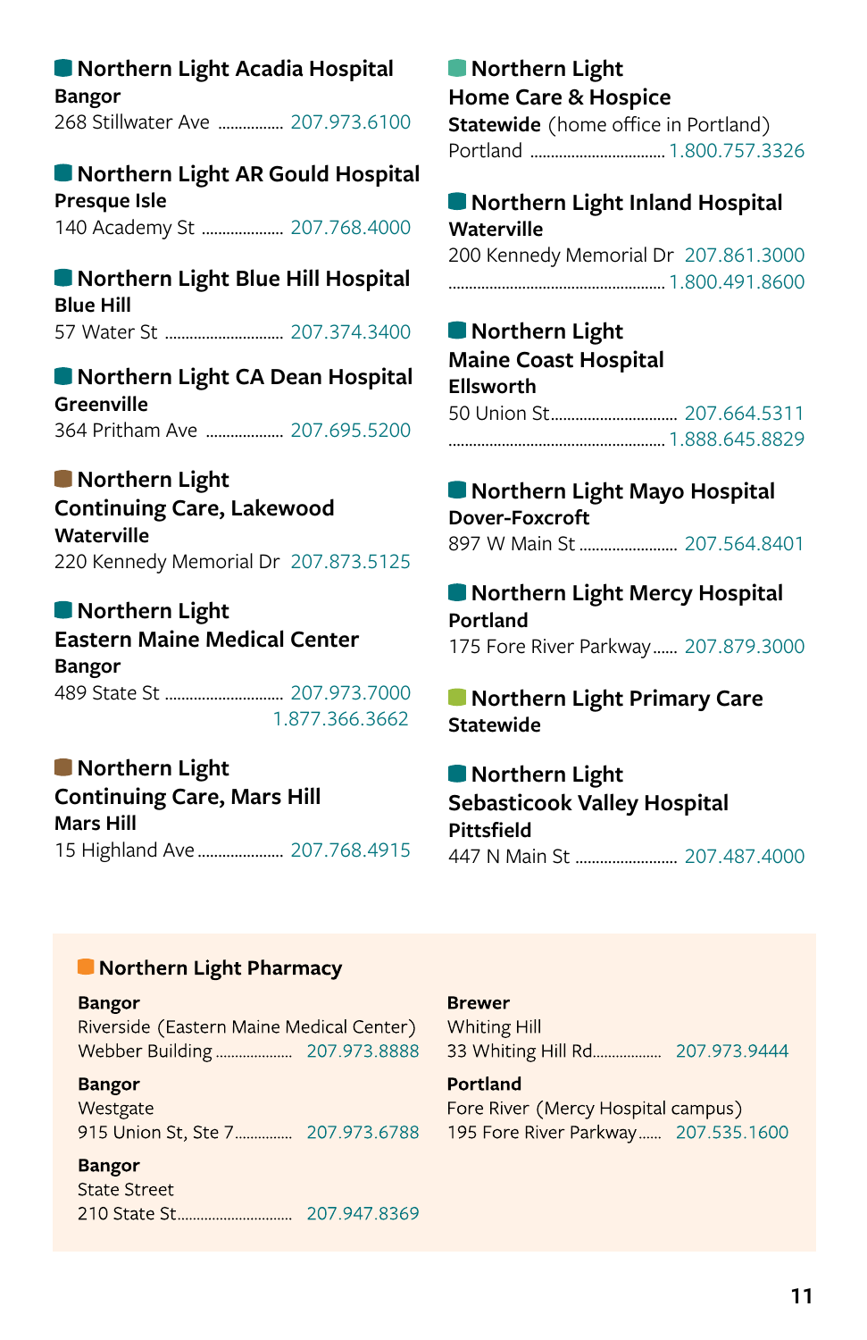### Northern Light Acadia Hospital

**Bangor**
268 Stillwater Ave ................ 207.973.6100

### Northern Light AR Gould Hospital

**Presque Isle**
140 Academy St .................... 207.768.4000

### Northern Light Blue Hill Hospital

**Blue Hill**
57 Water St ............................ 207.374.3400

### Northern Light CA Dean Hospital

**Greenville**
364 Pritham Ave .................. 207.695.5200

### Northern Light Continuing Care, Lakewood

**Waterville**
220 Kennedy Memorial Dr 207.873.5125

### Northern Light Eastern Maine Medical Center

**Bangor**
489 State St ............................ 207.973.7000
1.877.366.3662

### Northern Light Continuing Care, Mars Hill

**Mars Hill**
15 Highland Ave .................... 207.768.4915

### Northern Light Home Care & Hospice

**Statewide** (home office in Portland)
Portland ................................ 1.800.757.3326

### Northern Light Inland Hospital

**Waterville**
200 Kennedy Memorial Dr 207.861.3000
.................................................... 1.800.491.8600

### Northern Light Maine Coast Hospital

**Ellsworth**
50 Union St.............................. 207.664.5311
.................................................... 1.888.645.8829

### Northern Light Mayo Hospital

**Dover-Foxcroft**
897 W Main St ....................... 207.564.8401

### Northern Light Mercy Hospital

**Portland**
175 Fore River Parkway...... 207.879.3000

### Northern Light Primary Care

**Statewide**

### Northern Light Sebasticook Valley Hospital

**Pittsfield**
447 N Main St ....................... 207.487.4000

### Northern Light Pharmacy

**Bangor**
Riverside (Eastern Maine Medical Center)
Webber Building ................... 207.973.8888

**Bangor**
Westgate
915 Union St, Ste 7.............. 207.973.6788

**Bangor**
State Street
210 State St............................ 207.947.8369

**Brewer**
Whiting Hill
33 Whiting Hill Rd................. 207.973.9444

**Portland**
Fore River (Mercy Hospital campus)
195 Fore River Parkway...... 207.535.1600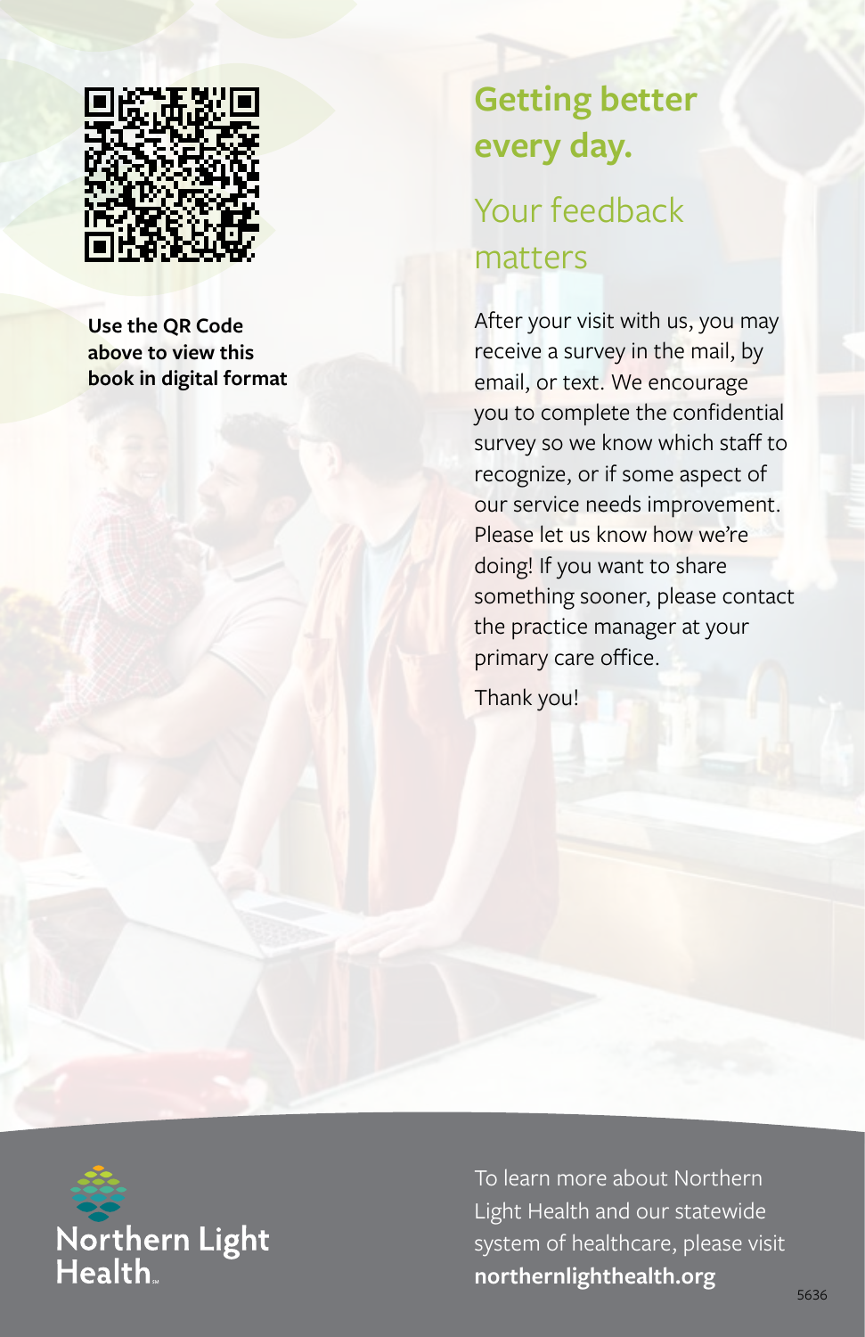Use the QR Code above to view this book in digital format

# Getting better every day.

## Your feedback matters

After your visit with us, you may receive a survey in the mail, by email, or text. We encourage you to complete the confidential survey so we know which staff to recognize, or if some aspect of our service needs improvement. Please let us know how we're doing! If you want to share something sooner, please contact the practice manager at your primary care office.

Thank you!

Northern Light Health

To learn more about Northern Light Health and our statewide system of healthcare, please visit **northernlighthealth.org**

5636